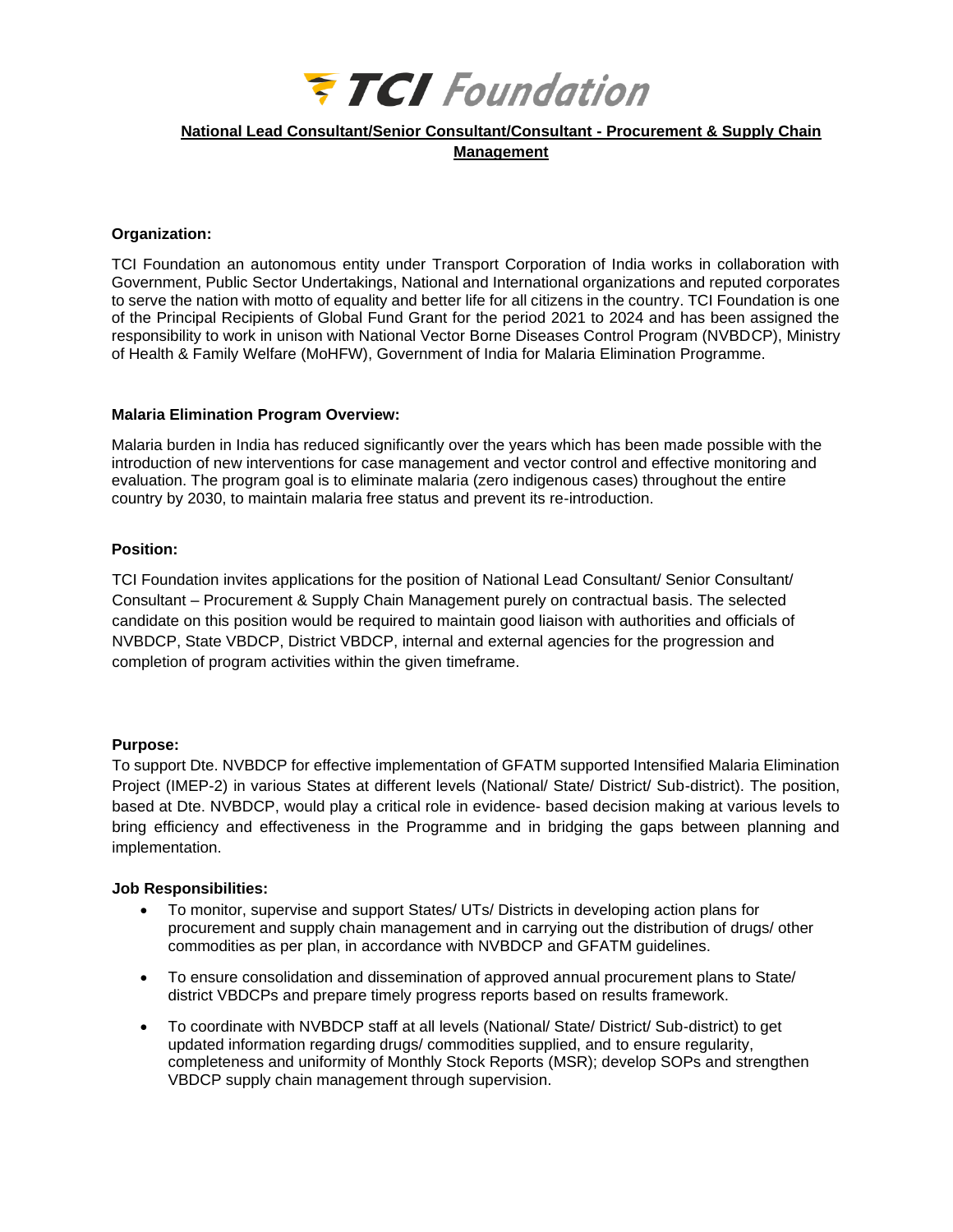TCI Foundation

# National Lead Consultant/Senior Consultant/Consultant - Procurement & Supply Chain Management

**Organization:**

TCI Foundation an autonomous entity under Transport Corporation of India works in collaboration with Government, Public Sector Undertakings, National and International organizations and reputed corporates to serve the nation with motto of equality and better life for all citizens in the country. TCI Foundation is one of the Principal Recipients of Global Fund Grant for the period 2021 to 2024 and has been assigned the responsibility to work in unison with National Vector Borne Diseases Control Program (NVBDCP), Ministry of Health & Family Welfare (MoHFW), Government of India for Malaria Elimination Programme.

**Malaria Elimination Program Overview:**

Malaria burden in India has reduced significantly over the years which has been made possible with the introduction of new interventions for case management and vector control and effective monitoring and evaluation. The program goal is to eliminate malaria (zero indigenous cases) throughout the entire country by 2030, to maintain malaria free status and prevent its re-introduction.

**Position:**

TCI Foundation invites applications for the position of National Lead Consultant/ Senior Consultant/ Consultant – Procurement & Supply Chain Management purely on contractual basis. The selected candidate on this position would be required to maintain good liaison with authorities and officials of NVBDCP, State VBDCP, District VBDCP, internal and external agencies for the progression and completion of program activities within the given timeframe.

**Purpose:**

To support Dte. NVBDCP for effective implementation of GFATM supported Intensified Malaria Elimination Project (IMEP-2) in various States at different levels (National/ State/ District/ Sub-district). The position, based at Dte. NVBDCP, would play a critical role in evidence- based decision making at various levels to bring efficiency and effectiveness in the Programme and in bridging the gaps between planning and implementation.

**Job Responsibilities:**

- To monitor, supervise and support States/ UTs/ Districts in developing action plans for procurement and supply chain management and in carrying out the distribution of drugs/ other commodities as per plan, in accordance with NVBDCP and GFATM guidelines.
- To ensure consolidation and dissemination of approved annual procurement plans to State/ district VBDCPs and prepare timely progress reports based on results framework.
- To coordinate with NVBDCP staff at all levels (National/ State/ District/ Sub-district) to get updated information regarding drugs/ commodities supplied, and to ensure regularity, completeness and uniformity of Monthly Stock Reports (MSR); develop SOPs and strengthen VBDCP supply chain management through supervision.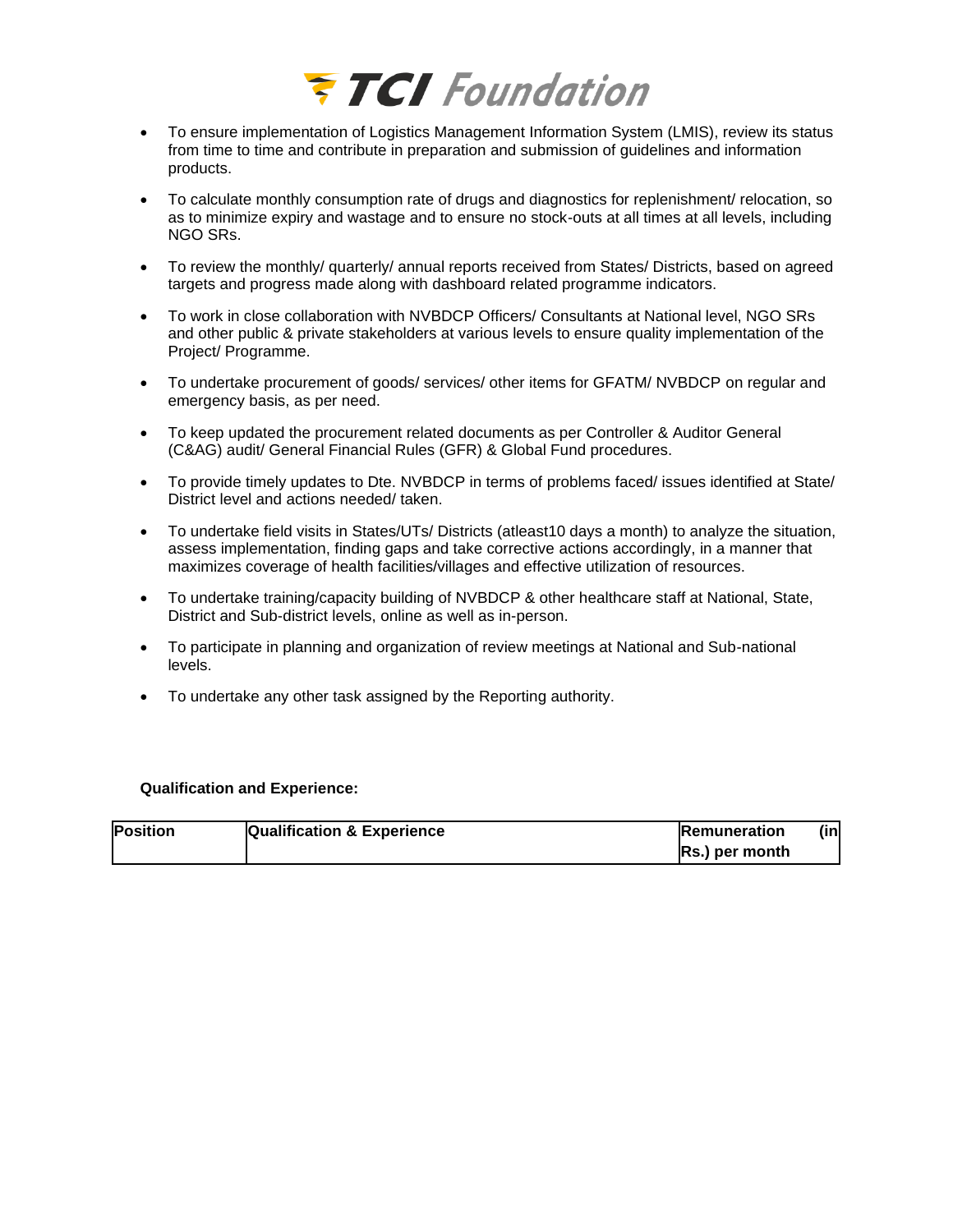- To ensure implementation of Logistics Management Information System (LMIS), review its status from time to time and contribute in preparation and submission of guidelines and information products.
- To calculate monthly consumption rate of drugs and diagnostics for replenishment/ relocation, so as to minimize expiry and wastage and to ensure no stock-outs at all times at all levels, including NGO SRs.
- To review the monthly/ quarterly/ annual reports received from States/ Districts, based on agreed targets and progress made along with dashboard related programme indicators.
- To work in close collaboration with NVBDCP Officers/ Consultants at National level, NGO SRs and other public & private stakeholders at various levels to ensure quality implementation of the Project/ Programme.
- To undertake procurement of goods/ services/ other items for GFATM/ NVBDCP on regular and emergency basis, as per need.
- To keep updated the procurement related documents as per Controller & Auditor General (C&AG) audit/ General Financial Rules (GFR) & Global Fund procedures.
- To provide timely updates to Dte. NVBDCP in terms of problems faced/ issues identified at State/ District level and actions needed/ taken.
- To undertake field visits in States/UTs/ Districts (atleast10 days a month) to analyze the situation, assess implementation, finding gaps and take corrective actions accordingly, in a manner that maximizes coverage of health facilities/villages and effective utilization of resources.
- To undertake training/capacity building of NVBDCP & other healthcare staff at National, State, District and Sub-district levels, online as well as in-person.
- To participate in planning and organization of review meetings at National and Sub-national levels.
- To undertake any other task assigned by the Reporting authority.

**Qualification and Experience:**

| Position | Qualification & Experience | Remuneration (in Rs.) per month |
|---|---|---|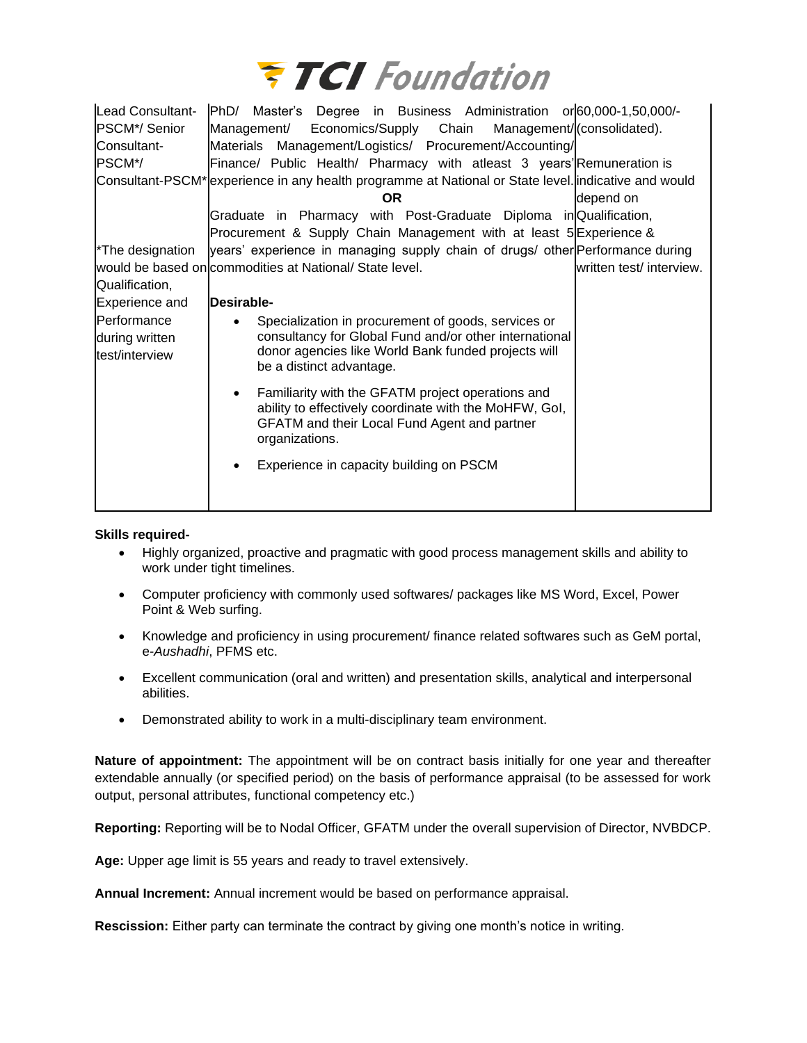| | | |
|---|---|---|
| Lead Consultant-PSCM*/ Senior Consultant-PSCM*/ Consultant-PSCM*<br><br>*The designation would be based on Qualification, Experience and Performance during written test/interview | PhD/ Master's Degree in Business Administration or Management/ Economics/Supply Chain Management/ Materials Management/Logistics/ Procurement/Accounting/ Finance/ Public Health/ Pharmacy with atleast 3 years' experience in any health programme at National or State level.<br>**OR**<br>Graduate in Pharmacy with Post-Graduate Diploma in Procurement & Supply Chain Management with at least 5 years' experience in managing supply chain of drugs/ other commodities at National/ State level.<br><br>**Desirable-**<br>• Specialization in procurement of goods, services or consultancy for Global Fund and/or other international donor agencies like World Bank funded projects will be a distinct advantage.<br>• Familiarity with the GFATM project operations and ability to effectively coordinate with the MoHFW, GoI, GFATM and their Local Fund Agent and partner organizations.<br>• Experience in capacity building on PSCM | 60,000-1,50,000/- (consolidated).<br><br>Remuneration is indicative and would depend on Qualification, Experience & Performance during written test/ interview. |

**Skills required-**

- Highly organized, proactive and pragmatic with good process management skills and ability to work under tight timelines.
- Computer proficiency with commonly used softwares/ packages like MS Word, Excel, Power Point & Web surfing.
- Knowledge and proficiency in using procurement/ finance related softwares such as GeM portal, e-*Aushadhi*, PFMS etc.
- Excellent communication (oral and written) and presentation skills, analytical and interpersonal abilities.
- Demonstrated ability to work in a multi-disciplinary team environment.

**Nature of appointment:** The appointment will be on contract basis initially for one year and thereafter extendable annually (or specified period) on the basis of performance appraisal (to be assessed for work output, personal attributes, functional competency etc.)

**Reporting:** Reporting will be to Nodal Officer, GFATM under the overall supervision of Director, NVBDCP.

**Age:** Upper age limit is 55 years and ready to travel extensively.

**Annual Increment:** Annual increment would be based on performance appraisal.

**Rescission:** Either party can terminate the contract by giving one month's notice in writing.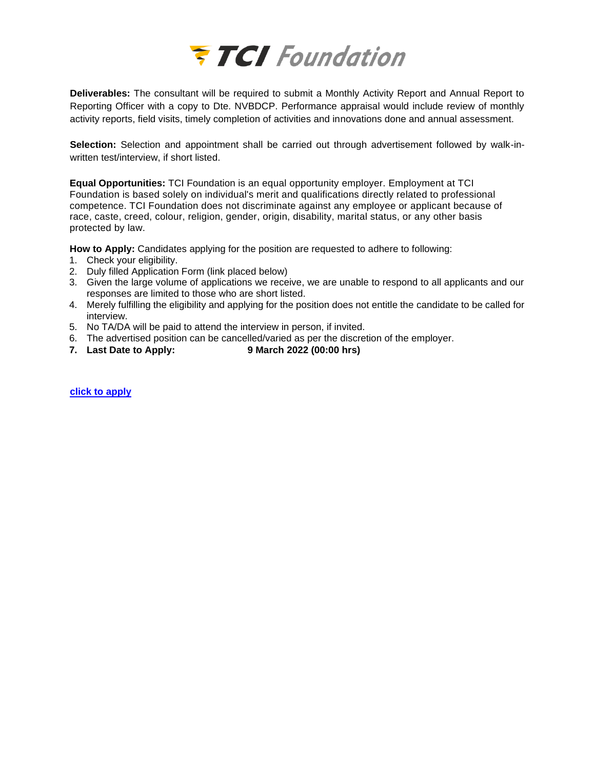**Deliverables:** The consultant will be required to submit a Monthly Activity Report and Annual Report to Reporting Officer with a copy to Dte. NVBDCP. Performance appraisal would include review of monthly activity reports, field visits, timely completion of activities and innovations done and annual assessment.

**Selection:** Selection and appointment shall be carried out through advertisement followed by walk-in-written test/interview, if short listed.

**Equal Opportunities:** TCI Foundation is an equal opportunity employer. Employment at TCI Foundation is based solely on individual's merit and qualifications directly related to professional competence. TCI Foundation does not discriminate against any employee or applicant because of race, caste, creed, colour, religion, gender, origin, disability, marital status, or any other basis protected by law.

**How to Apply:** Candidates applying for the position are requested to adhere to following:

1. Check your eligibility.
2. Duly filled Application Form (link placed below)
3. Given the large volume of applications we receive, we are unable to respond to all applicants and our responses are limited to those who are short listed.
4. Merely fulfilling the eligibility and applying for the position does not entitle the candidate to be called for interview.
5. No TA/DA will be paid to attend the interview in person, if invited.
6. The advertised position can be cancelled/varied as per the discretion of the employer.
7. **Last Date to Apply: 9 March 2022 (00:00 hrs)**

**click to apply**